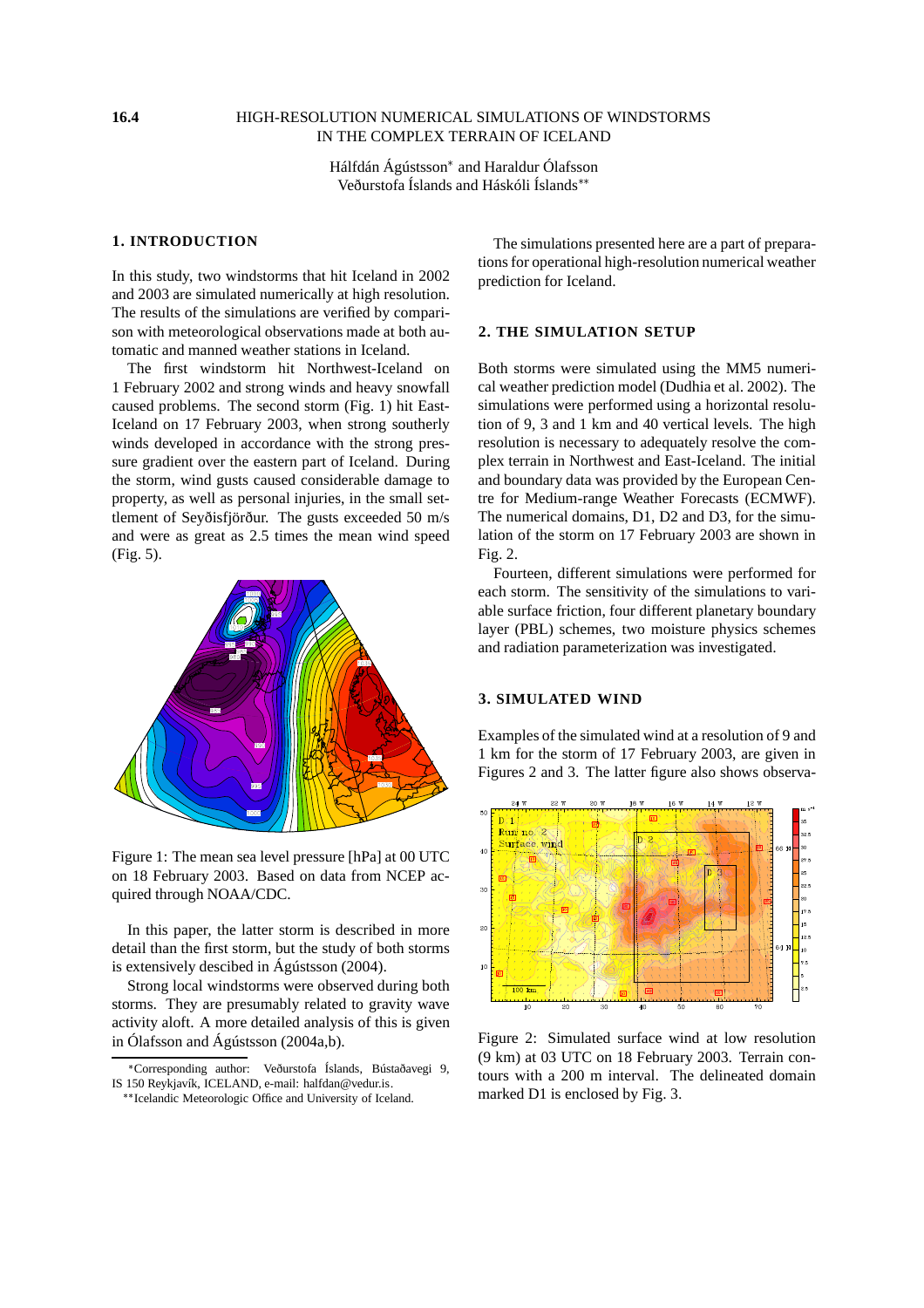**16.4**

# HIGH-RESOLUTION NUMERICAL SIMULATIONS OF WINDSTORMS IN THE COMPLEX TERRAIN OF ICELAND

Hálfdán Ágústsson* and Haraldur Ólafsson
Veðurstofa Íslands and Háskóli Íslands**

## 1. INTRODUCTION

In this study, two windstorms that hit Iceland in 2002 and 2003 are simulated numerically at high resolution. The results of the simulations are verified by comparison with meteorological observations made at both automatic and manned weather stations in Iceland.

The first windstorm hit Northwest-Iceland on 1 February 2002 and strong winds and heavy snowfall caused problems. The second storm (Fig. 1) hit East-Iceland on 17 February 2003, when strong southerly winds developed in accordance with the strong pressure gradient over the eastern part of Iceland. During the storm, wind gusts caused considerable damage to property, as well as personal injuries, in the small settlement of Seyðisfjörður. The gusts exceeded 50 m/s and were as great as 2.5 times the mean wind speed (Fig. 5).

Figure 1: The mean sea level pressure [hPa] at 00 UTC on 18 February 2003. Based on data from NCEP acquired through NOAA/CDC.

In this paper, the latter storm is described in more detail than the first storm, but the study of both storms is extensively descibed in Ágústsson (2004).

Strong local windstorms were observed during both storms. They are presumably related to gravity wave activity aloft. A more detailed analysis of this is given in Ólafsson and Ágústsson (2004a,b).

The simulations presented here are a part of preparations for operational high-resolution numerical weather prediction for Iceland.

## 2. THE SIMULATION SETUP

Both storms were simulated using the MM5 numerical weather prediction model (Dudhia et al. 2002). The simulations were performed using a horizontal resolution of 9, 3 and 1 km and 40 vertical levels. The high resolution is necessary to adequately resolve the complex terrain in Northwest and East-Iceland. The initial and boundary data was provided by the European Centre for Medium-range Weather Forecasts (ECMWF). The numerical domains, D1, D2 and D3, for the simulation of the storm on 17 February 2003 are shown in Fig. 2.

Fourteen, different simulations were performed for each storm. The sensitivity of the simulations to variable surface friction, four different planetary boundary layer (PBL) schemes, two moisture physics schemes and radiation parameterization was investigated.

## 3. SIMULATED WIND

Examples of the simulated wind at a resolution of 9 and 1 km for the storm of 17 February 2003, are given in Figures 2 and 3. The latter figure also shows observa-

Figure 2: Simulated surface wind at low resolution (9 km) at 03 UTC on 18 February 2003. Terrain contours with a 200 m interval. The delineated domain marked D1 is enclosed by Fig. 3.

---

*Corresponding author: Veðurstofa Íslands, Bústaðavegi 9, IS 150 Reykjavík, ICELAND, e-mail: halfdan@vedur.is.

**Icelandic Meteorologic Office and University of Iceland.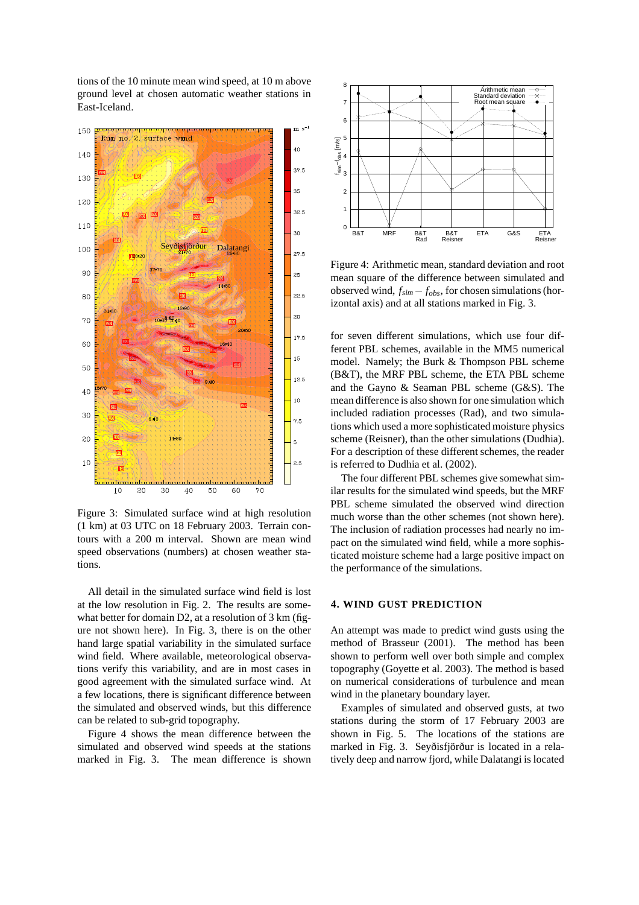tions of the 10 minute mean wind speed, at 10 m above ground level at chosen automatic weather stations in East-Iceland.

Figure 3: Simulated surface wind at high resolution (1 km) at 03 UTC on 18 February 2003. Terrain contours with a 200 m interval. Shown are mean wind speed observations (numbers) at chosen weather stations.

All detail in the simulated surface wind field is lost at the low resolution in Fig. 2. The results are somewhat better for domain D2, at a resolution of 3 km (figure not shown here). In Fig. 3, there is on the other hand large spatial variability in the simulated surface wind field. Where available, meteorological observations verify this variability, and are in most cases in good agreement with the simulated surface wind. At a few locations, there is significant difference between the simulated and observed winds, but this difference can be related to sub-grid topography.

Figure 4 shows the mean difference between the simulated and observed wind speeds at the stations marked in Fig. 3. The mean difference is shown for seven different simulations, which use four different PBL schemes, available in the MM5 numerical model. Namely; the Burk & Thompson PBL scheme (B&T), the MRF PBL scheme, the ETA PBL scheme and the Gayno & Seaman PBL scheme (G&S). The mean difference is also shown for one simulation which included radiation processes (Rad), and two simulations which used a more sophisticated moisture physics scheme (Reisner), than the other simulations (Dudhia). For a description of these different schemes, the reader is referred to Dudhia et al. (2002).

Figure 4: Arithmetic mean, standard deviation and root mean square of the difference between simulated and observed wind, $f_{sim} - f_{obs}$, for chosen simulations (horizontal axis) and at all stations marked in Fig. 3.

The four different PBL schemes give somewhat similar results for the simulated wind speeds, but the MRF PBL scheme simulated the observed wind direction much worse than the other schemes (not shown here). The inclusion of radiation processes had nearly no impact on the simulated wind field, while a more sophisticated moisture scheme had a large positive impact on the performance of the simulations.

## 4. WIND GUST PREDICTION

An attempt was made to predict wind gusts using the method of Brasseur (2001). The method has been shown to perform well over both simple and complex topography (Goyette et al. 2003). The method is based on numerical considerations of turbulence and mean wind in the planetary boundary layer.

Examples of simulated and observed gusts, at two stations during the storm of 17 February 2003 are shown in Fig. 5. The locations of the stations are marked in Fig. 3. Seyðisfjörður is located in a relatively deep and narrow fjord, while Dalatangi is located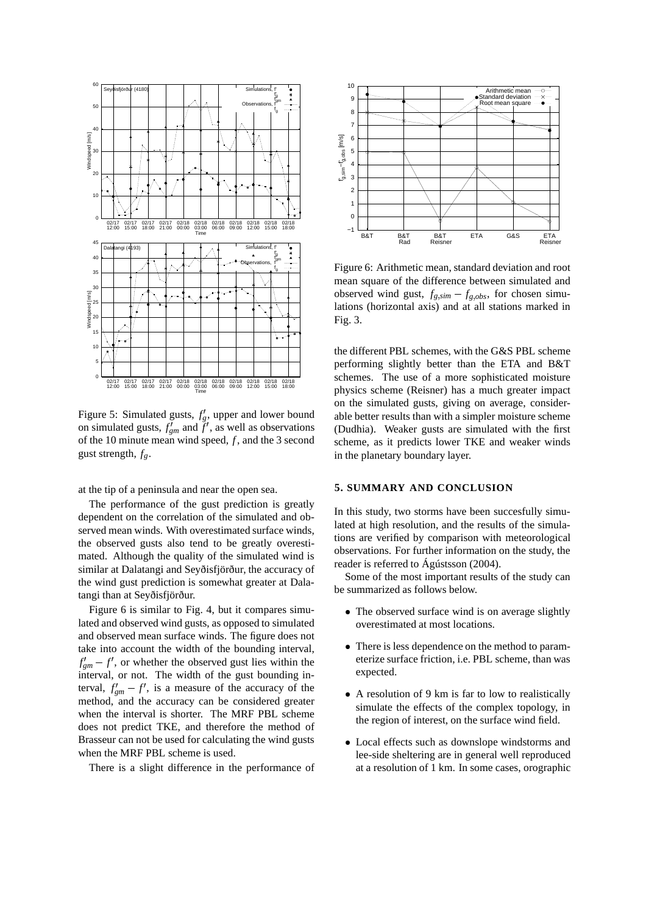Figure 5: Simulated gusts, $f'_g$, upper and lower bound on simulated gusts, $f'_{gm}$ and $f'$, as well as observations of the 10 minute mean wind speed, $f$, and the 3 second gust strength, $f_g$.

at the tip of a peninsula and near the open sea.

The performance of the gust prediction is greatly dependent on the correlation of the simulated and observed mean winds. With overestimated surface winds, the observed gusts also tend to be greatly overestimated. Although the quality of the simulated wind is similar at Dalatangi and Seyðisfjörður, the accuracy of the wind gust prediction is somewhat greater at Dalatangi than at Seyðisfjörður.

Figure 6 is similar to Fig. 4, but it compares simulated and observed wind gusts, as opposed to simulated and observed mean surface winds. The figure does not take into account the width of the bounding interval, $f'_{gm} - f'$, or whether the observed gust lies within the interval, or not. The width of the gust bounding interval, $f'_{gm} - f'$, is a measure of the accuracy of the method, and the accuracy can be considered greater when the interval is shorter. The MRF PBL scheme does not predict TKE, and therefore the method of Brasseur can not be used for calculating the wind gusts when the MRF PBL scheme is used.

There is a slight difference in the performance of

Figure 6: Arithmetic mean, standard deviation and root mean square of the difference between simulated and observed wind gust, $f_{g,sim} - f_{g,obs}$, for chosen simulations (horizontal axis) and at all stations marked in Fig. 3.

the different PBL schemes, with the G&S PBL scheme performing slightly better than the ETA and B&T schemes. The use of a more sophisticated moisture physics scheme (Reisner) has a much greater impact on the simulated gusts, giving on average, considerable better results than with a simpler moisture scheme (Dudhia). Weaker gusts are simulated with the first scheme, as it predicts lower TKE and weaker winds in the planetary boundary layer.

## 5. SUMMARY AND CONCLUSION

In this study, two storms have been succesfully simulated at high resolution, and the results of the simulations are verified by comparison with meteorological observations. For further information on the study, the reader is referred to Ágústsson (2004).

Some of the most important results of the study can be summarized as follows below.

- The observed surface wind is on average slightly overestimated at most locations.
- There is less dependence on the method to parameterize surface friction, i.e. PBL scheme, than was expected.
- A resolution of 9 km is far to low to realistically simulate the effects of the complex topology, in the region of interest, on the surface wind field.
- Local effects such as downslope windstorms and lee-side sheltering are in general well reproduced at a resolution of 1 km. In some cases, orographic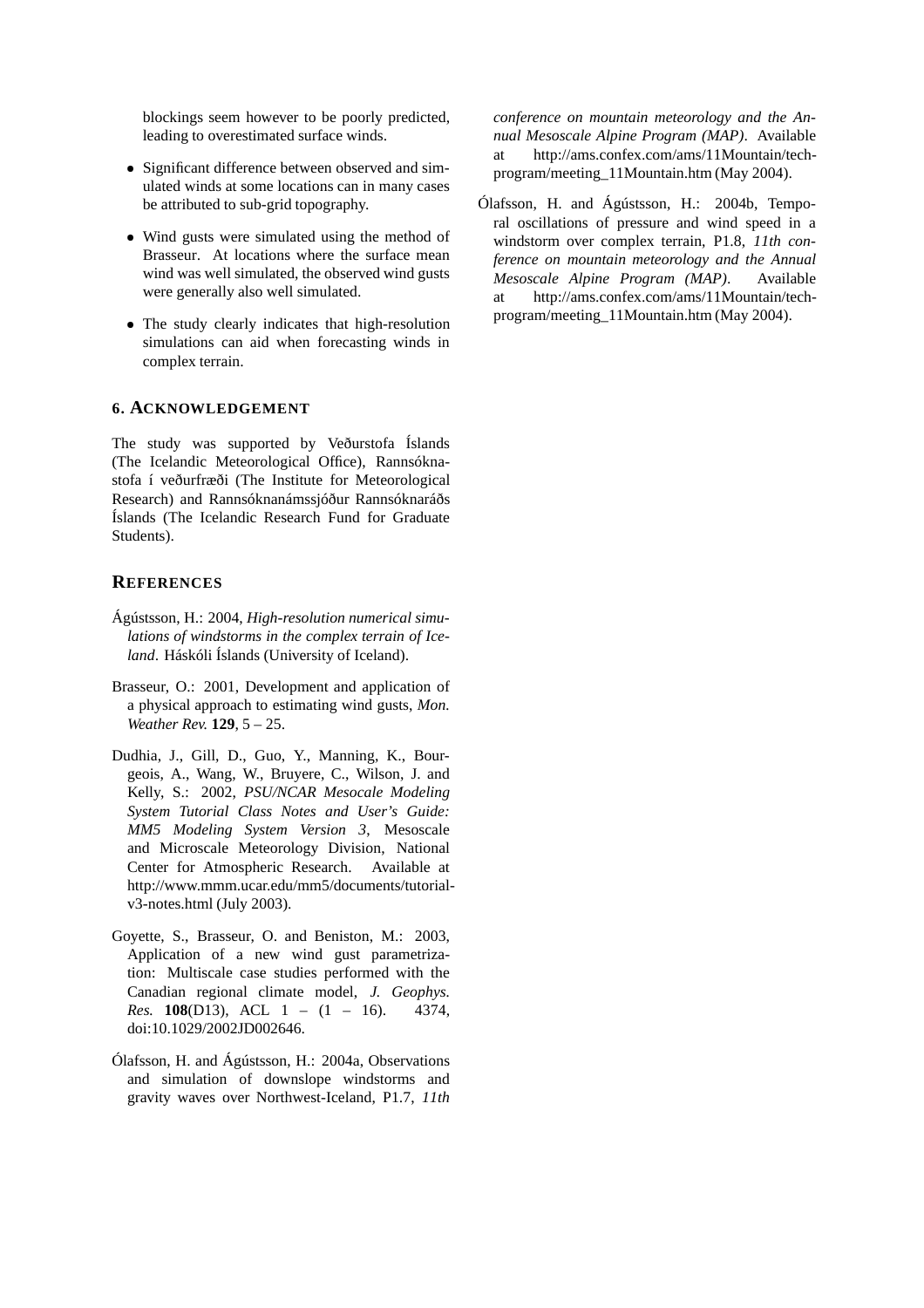blockings seem however to be poorly predicted, leading to overestimated surface winds.

- Significant difference between observed and simulated winds at some locations can in many cases be attributed to sub-grid topography.
- Wind gusts were simulated using the method of Brasseur. At locations where the surface mean wind was well simulated, the observed wind gusts were generally also well simulated.
- The study clearly indicates that high-resolution simulations can aid when forecasting winds in complex terrain.

## 6. ACKNOWLEDGEMENT

The study was supported by Veðurstofa Íslands (The Icelandic Meteorological Office), Rannsóknastofa í veðurfræði (The Institute for Meteorological Research) and Rannsóknanámssjóður Rannsóknaráðs Íslands (The Icelandic Research Fund for Graduate Students).

## REFERENCES

Ágústsson, H.: 2004, *High-resolution numerical simulations of windstorms in the complex terrain of Iceland*. Háskóli Íslands (University of Iceland).

Brasseur, O.: 2001, Development and application of a physical approach to estimating wind gusts, *Mon. Weather Rev.* **129**, 5 – 25.

Dudhia, J., Gill, D., Guo, Y., Manning, K., Bourgeois, A., Wang, W., Bruyere, C., Wilson, J. and Kelly, S.: 2002, *PSU/NCAR Mesocale Modeling System Tutorial Class Notes and User's Guide: MM5 Modeling System Version 3*, Mesoscale and Microscale Meteorology Division, National Center for Atmospheric Research. Available at http://www.mmm.ucar.edu/mm5/documents/tutorial-v3-notes.html (July 2003).

Goyette, S., Brasseur, O. and Beniston, M.: 2003, Application of a new wind gust parametrization: Multiscale case studies performed with the Canadian regional climate model, *J. Geophys. Res.* **108**(D13), ACL 1 – (1 – 16). 4374, doi:10.1029/2002JD002646.

Ólafsson, H. and Ágústsson, H.: 2004a, Observations and simulation of downslope windstorms and gravity waves over Northwest-Iceland, P1.7, *11th conference on mountain meteorology and the Annual Mesoscale Alpine Program (MAP)*. Available at http://ams.confex.com/ams/11Mountain/techprogram/meeting_11Mountain.htm (May 2004).

Ólafsson, H. and Ágústsson, H.: 2004b, Temporal oscillations of pressure and wind speed in a windstorm over complex terrain, P1.8, *11th conference on mountain meteorology and the Annual Mesoscale Alpine Program (MAP)*. Available at http://ams.confex.com/ams/11Mountain/techprogram/meeting_11Mountain.htm (May 2004).